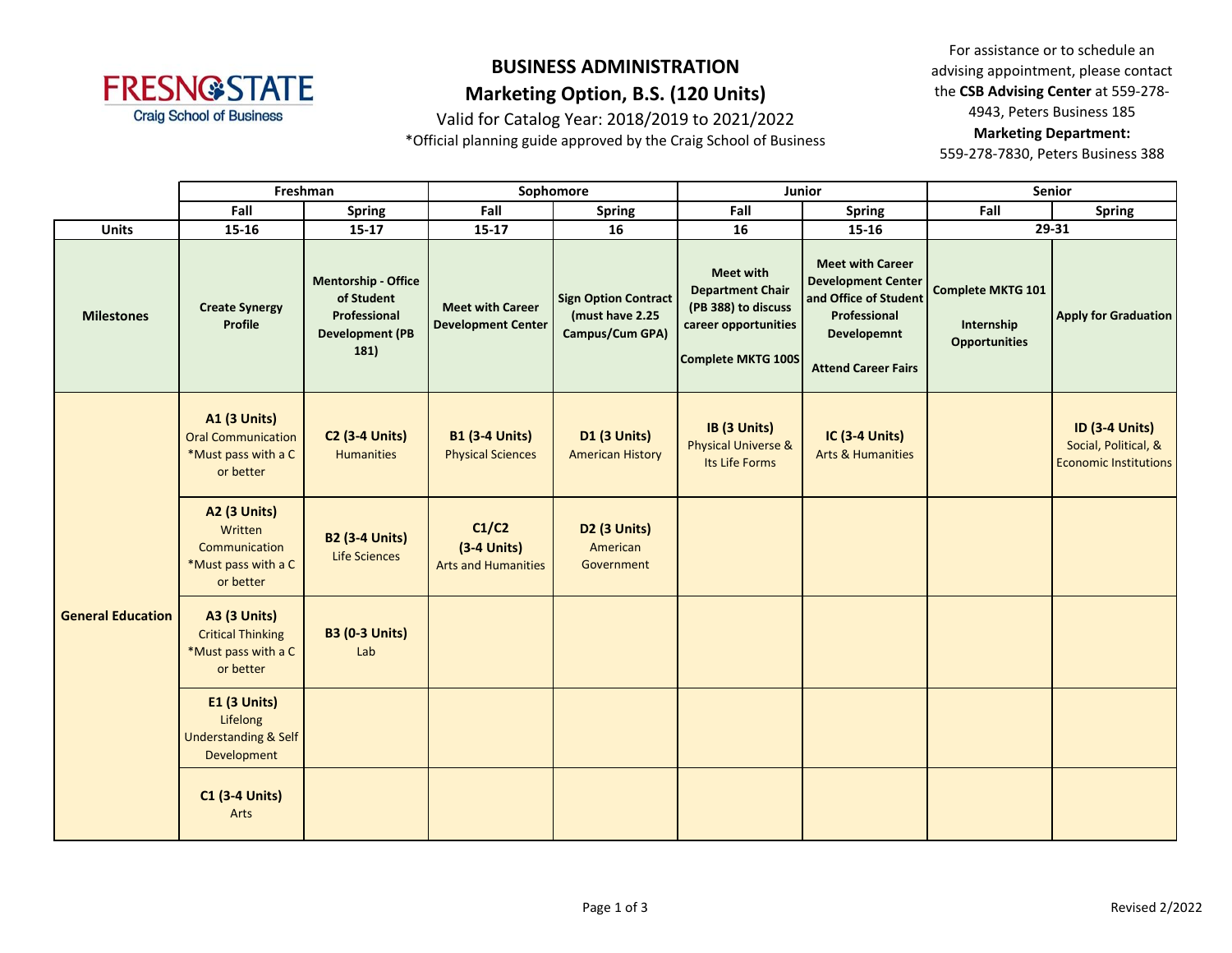# BUSINESS ADMINISTRATION

## Marketing Option, B.S. (120 Units)

Valid for Catalog Year: 2018/2019 to 2021/2022

*Official planning guide approved by the Craig School of Business

For assistance or to schedule an advising appointment, please contact the **CSB Advising Center** at 559-278-4943, Peters Business 185

**Marketing Department:**
559-278-7830, Peters Business 388

| | Freshman | | Sophomore | | Junior | | Senior | |
|---|---|---|---|---|---|---|---|---|
| | **Fall** | **Spring** | **Fall** | **Spring** | **Fall** | **Spring** | **Fall** | **Spring** |
| **Units** | 15-16 | 15-17 | 15-17 | 16 | 16 | 15-16 | 29-31 | |
| **Milestones** | **Create Synergy Profile** | **Mentorship - Office of Student Professional Development (PB 181)** | **Meet with Career Development Center** | **Sign Option Contract (must have 2.25 Campus/Cum GPA)** | **Meet with Department Chair (PB 388) to discuss career opportunities**<br><br>**Complete MKTG 100S** | **Meet with Career Development Center and Office of Student Professional Developemnt**<br><br>**Attend Career Fairs** | **Complete MKTG 101**<br><br>**Internship Opportunities** | **Apply for Graduation** |
| **General Education** | **A1 (3 Units)** Oral Communication *Must pass with a C or better | **C2 (3-4 Units)** Humanities | **B1 (3-4 Units)** Physical Sciences | **D1 (3 Units)** American History | **IB (3 Units)** Physical Universe & Its Life Forms | **IC (3-4 Units)** Arts & Humanities | | **ID (3-4 Units)** Social, Political, & Economic Institutions |
| | **A2 (3 Units)** Written Communication *Must pass with a C or better | **B2 (3-4 Units)** Life Sciences | **C1/C2 (3-4 Units)** Arts and Humanities | **D2 (3 Units)** American Government | | | | |
| | **A3 (3 Units)** Critical Thinking *Must pass with a C or better | **B3 (0-3 Units)** Lab | | | | | | |
| | **E1 (3 Units)** Lifelong Understanding & Self Development | | | | | | | |
| | **C1 (3-4 Units)** Arts | | | | | | | |

Revised 2/2022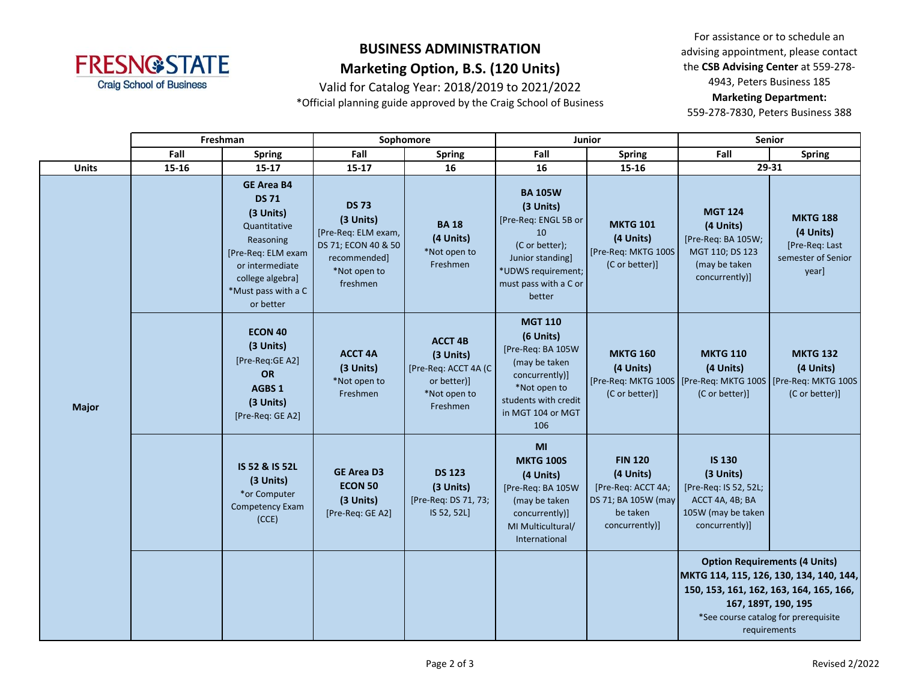# BUSINESS ADMINISTRATION

## Marketing Option, B.S. (120 Units)

Valid for Catalog Year: 2018/2019 to 2021/2022

*Official planning guide approved by the Craig School of Business

For assistance or to schedule an advising appointment, please contact the **CSB Advising Center** at 559-278-4943, Peters Business 185

**Marketing Department:**
559-278-7830, Peters Business 388

| | Freshman | | Sophomore | | Junior | | Senior | |
|---|---|---|---|---|---|---|---|---|
| | Fall | Spring | Fall | Spring | Fall | Spring | Fall | Spring |
| **Units** | 15-16 | 15-17 | 15-17 | 16 | 16 | 15-16 | 29-31 | |
| **Major** | | **GE Area B4** **DS 71** **(3 Units)** Quantitative Reasoning [Pre-Req: ELM exam or intermediate college algebra] *Must pass with a C or better | **DS 73** **(3 Units)** [Pre-Req: ELM exam, DS 71; ECON 40 & 50 recommended] *Not open to freshmen | **BA 18** **(4 Units)** *Not open to Freshmen | **BA 105W** **(3 Units)** [Pre-Req: ENGL 5B or 10 (C or better); Junior standing] *UDWS requirement; must pass with a C or better | **MKTG 101** **(4 Units)** [Pre-Req: MKTG 100S (C or better)] | **MGT 124** **(4 Units)** [Pre-Req: BA 105W; MGT 110; DS 123 (may be taken concurrently)] | **MKTG 188** **(4 Units)** [Pre-Req: Last semester of Senior year] |
| | | **ECON 40** **(3 Units)** [Pre-Req:GE A2] **OR** **AGBS 1** **(3 Units)** [Pre-Req: GE A2] | **ACCT 4A** **(3 Units)** *Not open to Freshmen | **ACCT 4B** **(3 Units)** [Pre-Req: ACCT 4A (C or better)] *Not open to Freshmen | **MGT 110** **(6 Units)** [Pre-Req: BA 105W (may be taken concurrently)] *Not open to students with credit in MGT 104 or MGT 106 | **MKTG 160** **(4 Units)** [Pre-Req: MKTG 100S (C or better)] | **MKTG 110** **(4 Units)** [Pre-Req: MKTG 100S (C or better)] | **MKTG 132** **(4 Units)** [Pre-Req: MKTG 100S (C or better)] |
| | | **IS 52 & IS 52L** **(3 Units)** *or Computer Competency Exam (CCE) | **GE Area D3** **ECON 50** **(3 Units)** [Pre-Req: GE A2] | **DS 123** **(3 Units)** [Pre-Req: DS 71, 73; IS 52, 52L] | **MI** **MKTG 100S** **(4 Units)** [Pre-Req: BA 105W (may be taken concurrently)] MI Multicultural/ International | **FIN 120** **(4 Units)** [Pre-Req: ACCT 4A; DS 71; BA 105W (may be taken concurrently)] | **IS 130** **(3 Units)** [Pre-Req: IS 52, 52L; ACCT 4A, 4B; BA 105W (may be taken concurrently)] | |
| | | | | | | | **Option Requirements (4 Units)** **MKTG 114, 115, 126, 130, 134, 140, 144, 150, 153, 161, 162, 163, 164, 165, 166, 167, 189T, 190, 195** *See course catalog for prerequisite requirements | |

Revised 2/2022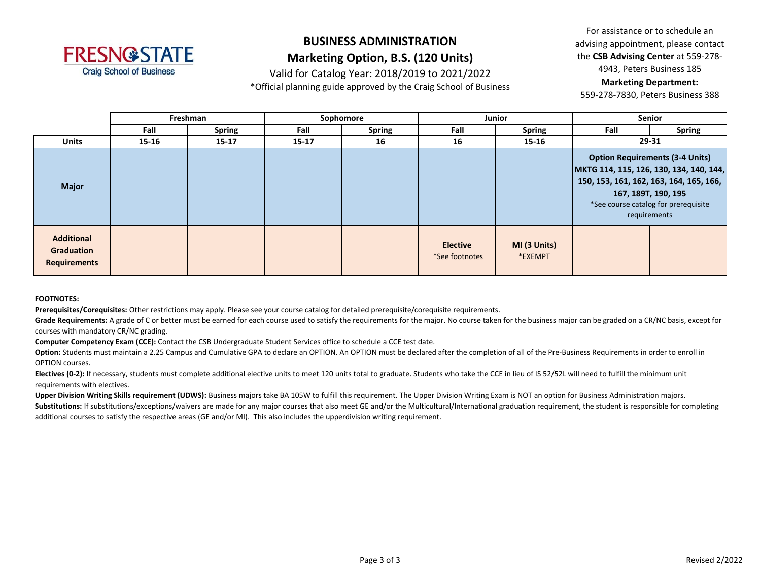# BUSINESS ADMINISTRATION

## Marketing Option, B.S. (120 Units)

Valid for Catalog Year: 2018/2019 to 2021/2022

*Official planning guide approved by the Craig School of Business

For assistance or to schedule an advising appointment, please contact the **CSB Advising Center** at 559-278-4943, Peters Business 185

**Marketing Department:**
559-278-7830, Peters Business 388

| | Freshman | | Sophomore | | Junior | | Senior | |
|---|---|---|---|---|---|---|---|---|
| | **Fall** | **Spring** | **Fall** | **Spring** | **Fall** | **Spring** | **Fall** | **Spring** |
| **Units** | 15-16 | 15-17 | 15-17 | 16 | 16 | 15-16 | 29-31 | |
| **Major** | | | | | | | **Option Requirements (3-4 Units)** **MKTG 114, 115, 126, 130, 134, 140, 144, 150, 153, 161, 162, 163, 164, 165, 166, 167, 189T, 190, 195** *See course catalog for prerequisite requirements | |
| **Additional Graduation Requirements** | | | | | **Elective** *See footnotes | **MI (3 Units)** *EXEMPT | | |

**FOOTNOTES:**

**Prerequisites/Corequisites:** Other restrictions may apply. Please see your course catalog for detailed prerequisite/corequisite requirements.

**Grade Requirements:** A grade of C or better must be earned for each course used to satisfy the requirements for the major. No course taken for the business major can be graded on a CR/NC basis, except for courses with mandatory CR/NC grading.

**Computer Competency Exam (CCE):** Contact the CSB Undergraduate Student Services office to schedule a CCE test date.

**Option:** Students must maintain a 2.25 Campus and Cumulative GPA to declare an OPTION. An OPTION must be declared after the completion of all of the Pre-Business Requirements in order to enroll in OPTION courses.

**Electives (0-2):** If necessary, students must complete additional elective units to meet 120 units total to graduate. Students who take the CCE in lieu of IS 52/52L will need to fulfill the minimum unit requirements with electives.

**Upper Division Writing Skills requirement (UDWS):** Business majors take BA 105W to fulfill this requirement. The Upper Division Writing Exam is NOT an option for Business Administration majors.

**Substitutions:** If substitutions/exceptions/waivers are made for any major courses that also meet GE and/or the Multicultural/International graduation requirement, the student is responsible for completing additional courses to satisfy the respective areas (GE and/or MI). This also includes the upperdivision writing requirement.

Revised 2/2022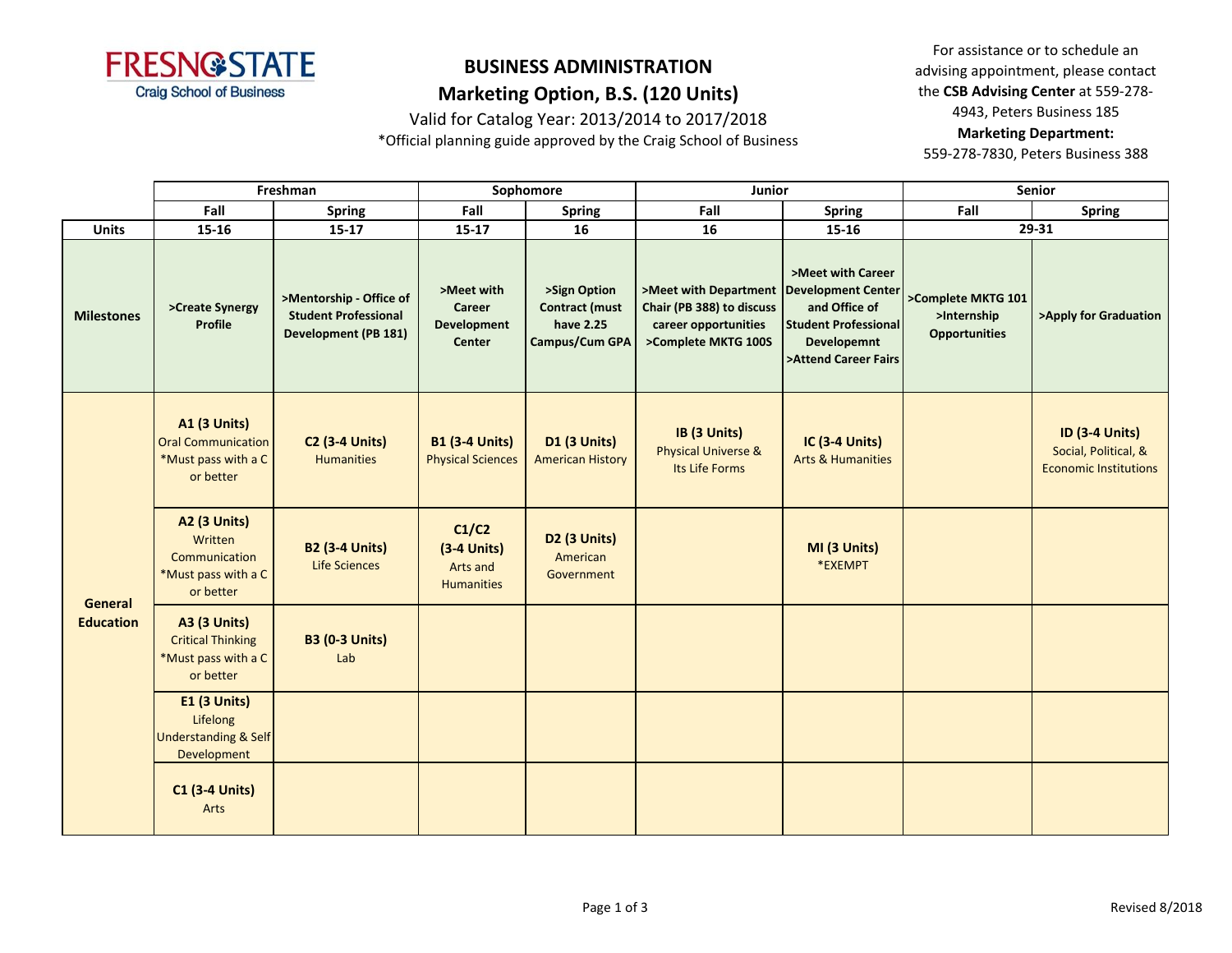**FRESNO STATE**
Craig School of Business

# BUSINESS ADMINISTRATION

## Marketing Option, B.S. (120 Units)

Valid for Catalog Year: 2013/2014 to 2017/2018

*Official planning guide approved by the Craig School of Business

For assistance or to schedule an advising appointment, please contact the **CSB Advising Center** at 559-278-4943, Peters Business 185

**Marketing Department:**
559-278-7830, Peters Business 388

| | Freshman | | Sophomore | | Junior | | Senior | |
|---|---|---|---|---|---|---|---|---|
| | Fall | Spring | Fall | Spring | Fall | Spring | Fall | Spring |
| **Units** | 15-16 | 15-17 | 15-17 | 16 | 16 | 15-16 | 29-31 | |
| **Milestones** | >Create Synergy Profile | >Mentorship - Office of Student Professional Development (PB 181) | >Meet with Career Development Center | >Sign Option Contract (must have 2.25 Campus/Cum GPA | >Meet with Department Chair (PB 388) to discuss career opportunities >Complete MKTG 100S | >Meet with Career Development Center and Office of Student Professional Developemnt >Attend Career Fairs | >Complete MKTG 101 >Internship Opportunities | >Apply for Graduation |
| **General Education** | **A1 (3 Units)** Oral Communication *Must pass with a C or better | **C2 (3-4 Units)** Humanities | **B1 (3-4 Units)** Physical Sciences | **D1 (3 Units)** American History | **IB (3 Units)** Physical Universe & Its Life Forms | **IC (3-4 Units)** Arts & Humanities | | **ID (3-4 Units)** Social, Political, & Economic Institutions |
| | **A2 (3 Units)** Written Communication *Must pass with a C or better | **B2 (3-4 Units)** Life Sciences | **C1/C2 (3-4 Units)** Arts and Humanities | **D2 (3 Units)** American Government | | **MI (3 Units)** *EXEMPT | | |
| | **A3 (3 Units)** Critical Thinking *Must pass with a C or better | **B3 (0-3 Units)** Lab | | | | | | |
| | **E1 (3 Units)** Lifelong Understanding & Self Development | | | | | | | |
| | **C1 (3-4 Units)** Arts | | | | | | | |

Revised 8/2018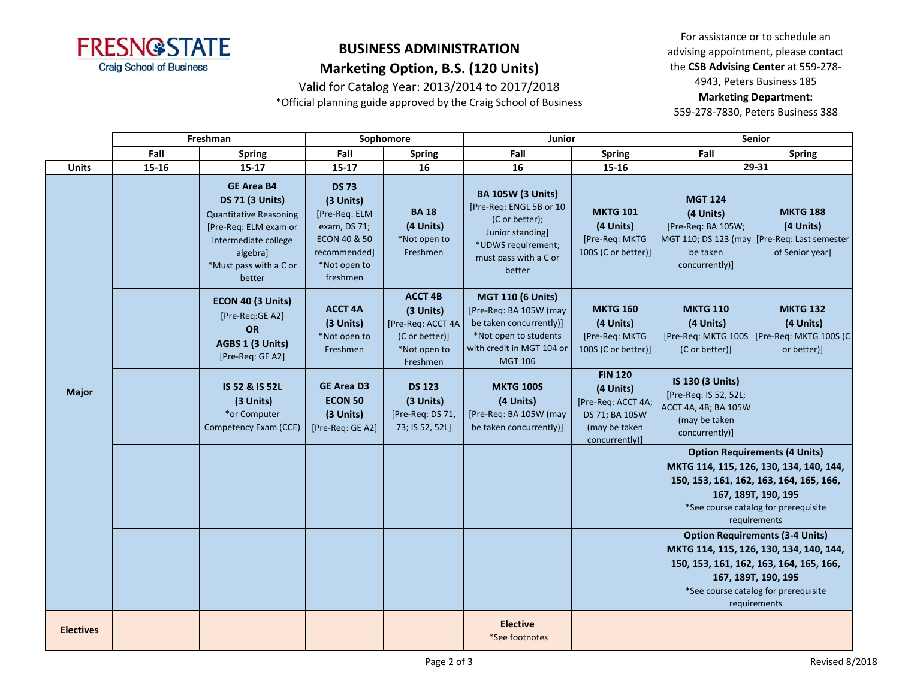**FRESNO STATE**
Craig School of Business

# BUSINESS ADMINISTRATION

## Marketing Option, B.S. (120 Units)

Valid for Catalog Year: 2013/2014 to 2017/2018

*Official planning guide approved by the Craig School of Business

For assistance or to schedule an advising appointment, please contact the **CSB Advising Center** at 559-278-4943, Peters Business 185

**Marketing Department:**
559-278-7830, Peters Business 388

| | Freshman | | Sophomore | | Junior | | Senior | |
|---|---|---|---|---|---|---|---|---|
| | Fall | Spring | Fall | Spring | Fall | Spring | Fall | Spring |
| **Units** | 15-16 | 15-17 | 15-17 | 16 | 16 | 15-16 | 29-31 | |
| **Major** | | **GE Area B4 DS 71 (3 Units)** Quantitative Reasoning [Pre-Req: ELM exam or intermediate college algebra] *Must pass with a C or better | **DS 73 (3 Units)** [Pre-Req: ELM exam, DS 71; ECON 40 & 50 recommended] *Not open to freshmen | **BA 18 (4 Units)** *Not open to Freshmen | **BA 105W (3 Units)** [Pre-Req: ENGL 5B or 10 (C or better); Junior standing] *UDWS requirement; must pass with a C or better | **MKTG 101 (4 Units)** [Pre-Req: MKTG 100S (C or better)] | **MGT 124 (4 Units)** [Pre-Req: BA 105W; MGT 110; DS 123 (may be taken concurrently)] | **MKTG 188 (4 Units)** [Pre-Req: Last semester of Senior year] |
| | | **ECON 40 (3 Units)** [Pre-Req:GE A2] **OR** **AGBS 1 (3 Units)** [Pre-Req: GE A2] | **ACCT 4A (3 Units)** *Not open to Freshmen | **ACCT 4B (3 Units)** [Pre-Req: ACCT 4A (C or better)] *Not open to Freshmen | **MGT 110 (6 Units)** [Pre-Req: BA 105W (may be taken concurrently)] *Not open to students with credit in MGT 104 or MGT 106 | **MKTG 160 (4 Units)** [Pre-Req: MKTG 100S (C or better)] | **MKTG 110 (4 Units)** [Pre-Req: MKTG 100S (C or better)] | **MKTG 132 (4 Units)** [Pre-Req: MKTG 100S (C or better)] |
| | | **IS 52 & IS 52L (3 Units)** *or Computer Competency Exam (CCE) | **GE Area D3 ECON 50 (3 Units)** [Pre-Req: GE A2] | **DS 123 (3 Units)** [Pre-Req: DS 71, 73; IS 52, 52L] | **MKTG 100S (4 Units)** [Pre-Req: BA 105W (may be taken concurrently)] | **FIN 120 (4 Units)** [Pre-Req: ACCT 4A; DS 71; BA 105W (may be taken concurrently)] | **IS 130 (3 Units)** [Pre-Req: IS 52, 52L; ACCT 4A, 4B; BA 105W (may be taken concurrently)] | |
| | | | | | | | **Option Requirements (4 Units)** MKTG 114, 115, 126, 130, 134, 140, 144, 150, 153, 161, 162, 163, 164, 165, 166, 167, 189T, 190, 195 *See course catalog for prerequisite requirements | |
| | | | | | | | **Option Requirements (3-4 Units)** MKTG 114, 115, 126, 130, 134, 140, 144, 150, 153, 161, 162, 163, 164, 165, 166, 167, 189T, 190, 195 *See course catalog for prerequisite requirements | |
| **Electives** | | | | | **Elective** *See footnotes | | | |

Revised 8/2018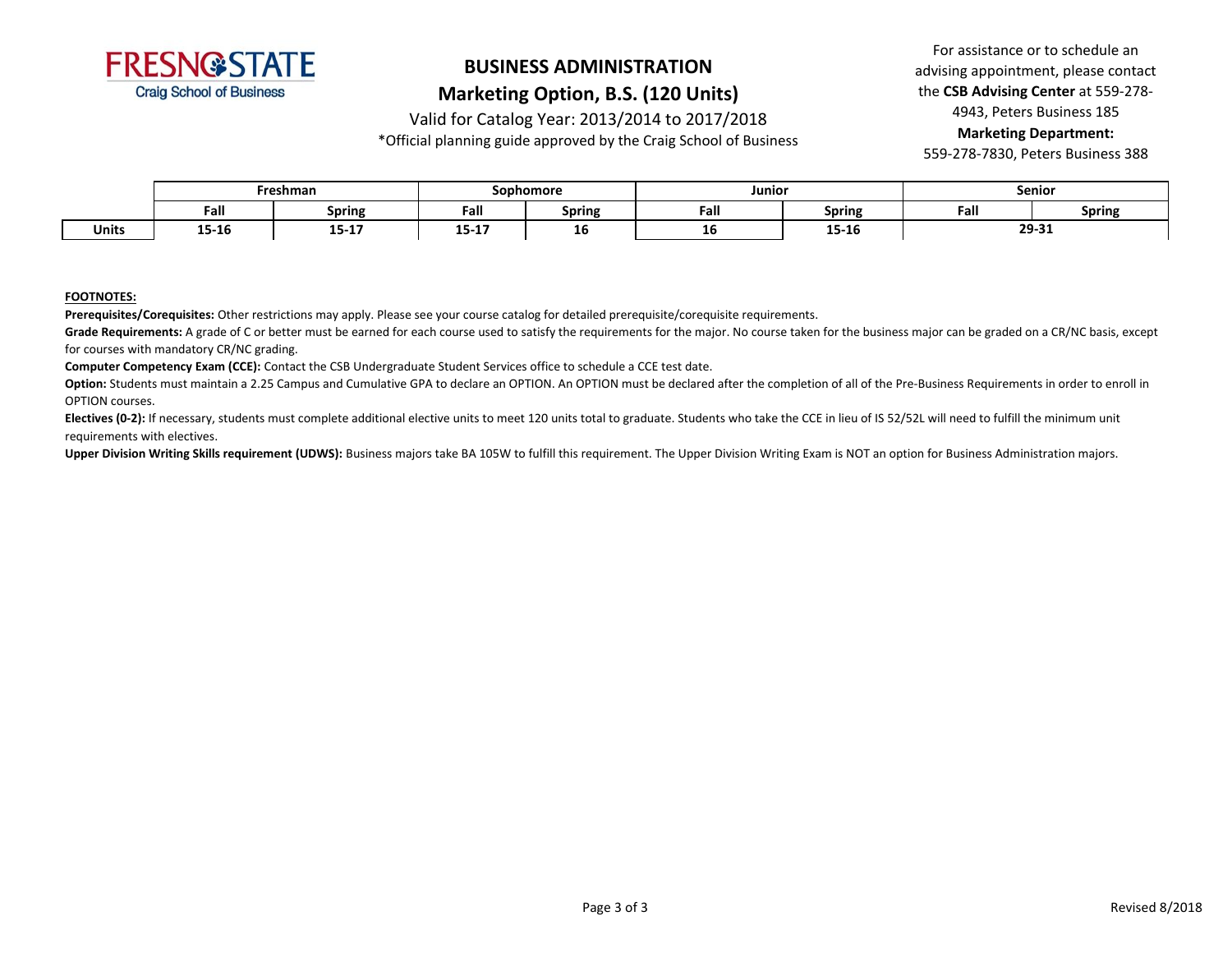FRESNO STATE
Craig School of Business

# BUSINESS ADMINISTRATION
## Marketing Option, B.S. (120 Units)

Valid for Catalog Year: 2013/2014 to 2017/2018
*Official planning guide approved by the Craig School of Business

For assistance or to schedule an advising appointment, please contact the **CSB Advising Center** at 559-278-4943, Peters Business 185
**Marketing Department:**
559-278-7830, Peters Business 388

| | Freshman | | Sophomore | | Junior | | Senior | |
|---|---|---|---|---|---|---|---|---|
| | Fall | Spring | Fall | Spring | Fall | Spring | Fall | Spring |
| **Units** | 15-16 | 15-17 | 15-17 | 16 | 16 | 15-16 | 29-31 | |

**FOOTNOTES:**

**Prerequisites/Corequisites:** Other restrictions may apply. Please see your course catalog for detailed prerequisite/corequisite requirements.

**Grade Requirements:** A grade of C or better must be earned for each course used to satisfy the requirements for the major. No course taken for the business major can be graded on a CR/NC basis, except for courses with mandatory CR/NC grading.

**Computer Competency Exam (CCE):** Contact the CSB Undergraduate Student Services office to schedule a CCE test date.

**Option:** Students must maintain a 2.25 Campus and Cumulative GPA to declare an OPTION. An OPTION must be declared after the completion of all of the Pre-Business Requirements in order to enroll in OPTION courses.

**Electives (0-2):** If necessary, students must complete additional elective units to meet 120 units total to graduate. Students who take the CCE in lieu of IS 52/52L will need to fulfill the minimum unit requirements with electives.

**Upper Division Writing Skills requirement (UDWS):** Business majors take BA 105W to fulfill this requirement. The Upper Division Writing Exam is NOT an option for Business Administration majors.

Revised 8/2018